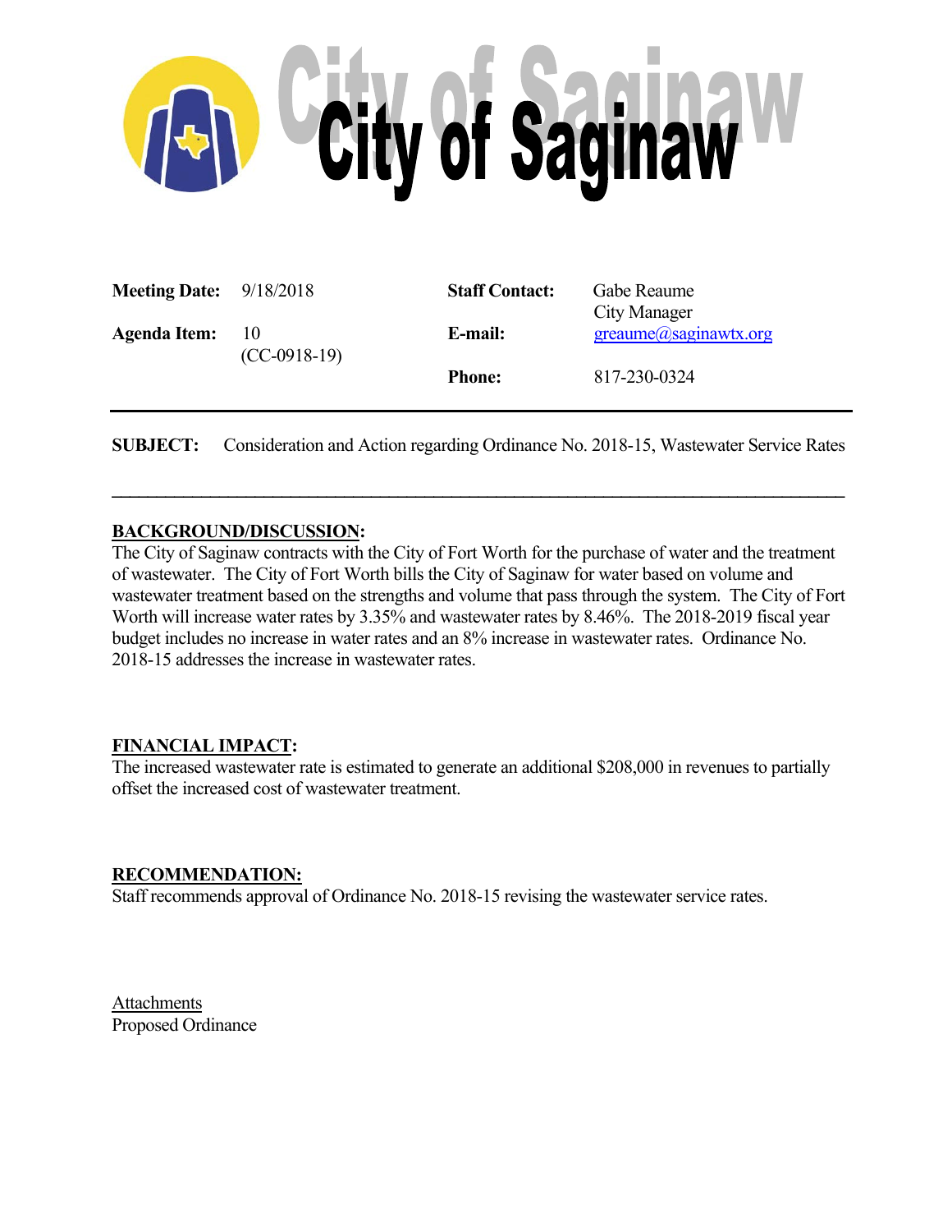# City of Saginaw

| | | | |
|---|---|---|---|
| **Meeting Date:** | 9/18/2018 | **Staff Contact:** | Gabe Reaume<br>City Manager |
| **Agenda Item:** | 10<br>(CC-0918-19) | **E-mail:** | greaume@saginawtx.org |
| | | **Phone:** | 817-230-0324 |

**SUBJECT:** Consideration and Action regarding Ordinance No. 2018-15, Wastewater Service Rates

---

**BACKGROUND/DISCUSSION:**

The City of Saginaw contracts with the City of Fort Worth for the purchase of water and the treatment of wastewater. The City of Fort Worth bills the City of Saginaw for water based on volume and wastewater treatment based on the strengths and volume that pass through the system. The City of Fort Worth will increase water rates by 3.35% and wastewater rates by 8.46%. The 2018-2019 fiscal year budget includes no increase in water rates and an 8% increase in wastewater rates. Ordinance No. 2018-15 addresses the increase in wastewater rates.

**FINANCIAL IMPACT:**

The increased wastewater rate is estimated to generate an additional $208,000 in revenues to partially offset the increased cost of wastewater treatment.

**RECOMMENDATION:**

Staff recommends approval of Ordinance No. 2018-15 revising the wastewater service rates.

Attachments

Proposed Ordinance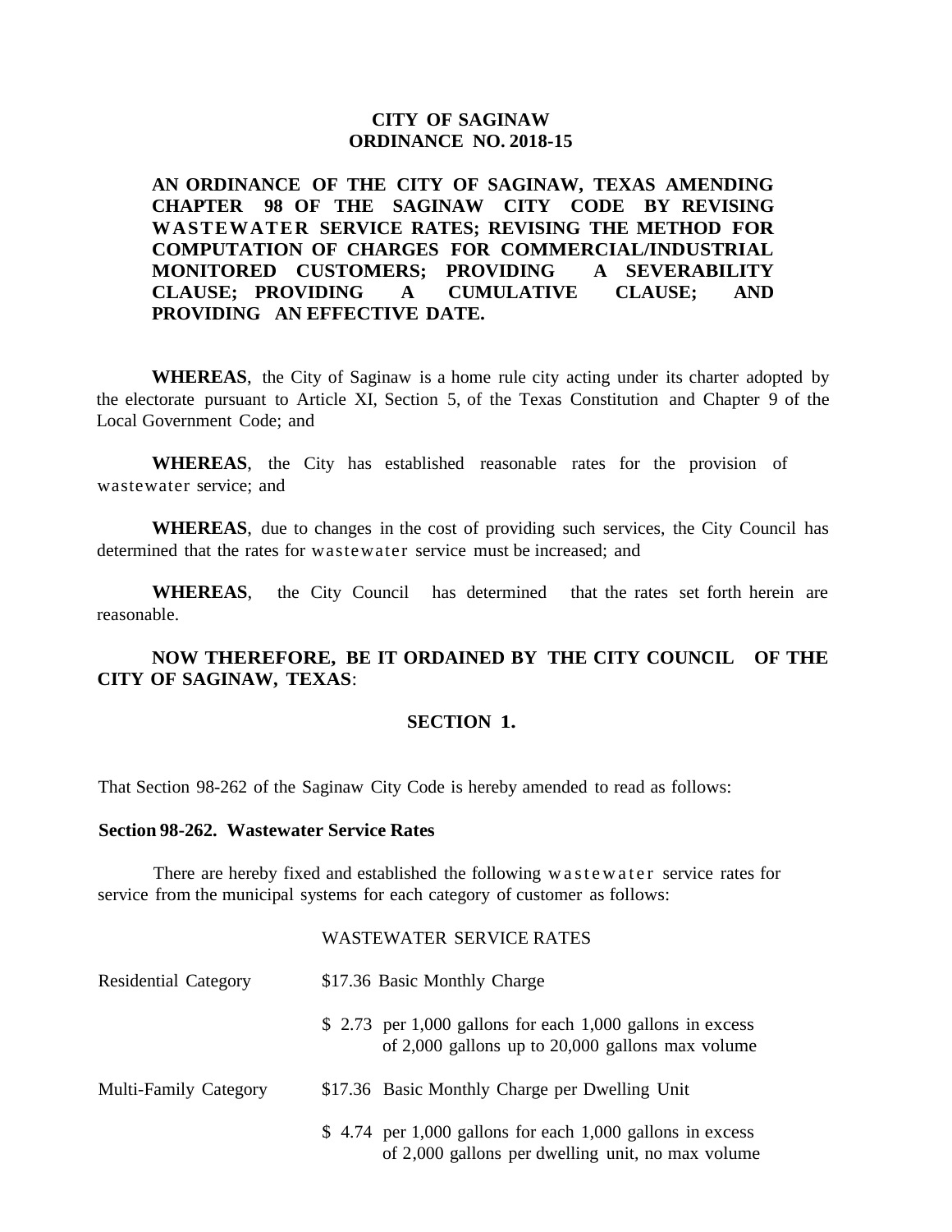**CITY OF SAGINAW**
**ORDINANCE NO. 2018-15**

**AN ORDINANCE OF THE CITY OF SAGINAW, TEXAS AMENDING CHAPTER 98 OF THE SAGINAW CITY CODE BY REVISING WASTEWATER SERVICE RATES; REVISING THE METHOD FOR COMPUTATION OF CHARGES FOR COMMERCIAL/INDUSTRIAL MONITORED CUSTOMERS; PROVIDING A SEVERABILITY CLAUSE; PROVIDING A CUMULATIVE CLAUSE; AND PROVIDING AN EFFECTIVE DATE.**

**WHEREAS**, the City of Saginaw is a home rule city acting under its charter adopted by the electorate pursuant to Article XI, Section 5, of the Texas Constitution and Chapter 9 of the Local Government Code; and

**WHEREAS**, the City has established reasonable rates for the provision of wastewater service; and

**WHEREAS**, due to changes in the cost of providing such services, the City Council has determined that the rates for wastewater service must be increased; and

**WHEREAS**, the City Council has determined that the rates set forth herein are reasonable.

**NOW THEREFORE, BE IT ORDAINED BY THE CITY COUNCIL OF THE CITY OF SAGINAW, TEXAS**:

**SECTION 1.**

That Section 98-262 of the Saginaw City Code is hereby amended to read as follows:

**Section 98-262. Wastewater Service Rates**

There are hereby fixed and established the following wastewater service rates for service from the municipal systems for each category of customer as follows:

WASTEWATER SERVICE RATES

| | |
|---|---|
| Residential Category | $17.36 Basic Monthly Charge |
| | $ 2.73 per 1,000 gallons for each 1,000 gallons in excess of 2,000 gallons up to 20,000 gallons max volume |
| Multi-Family Category | $17.36 Basic Monthly Charge per Dwelling Unit |
| | $ 4.74 per 1,000 gallons for each 1,000 gallons in excess of 2,000 gallons per dwelling unit, no max volume |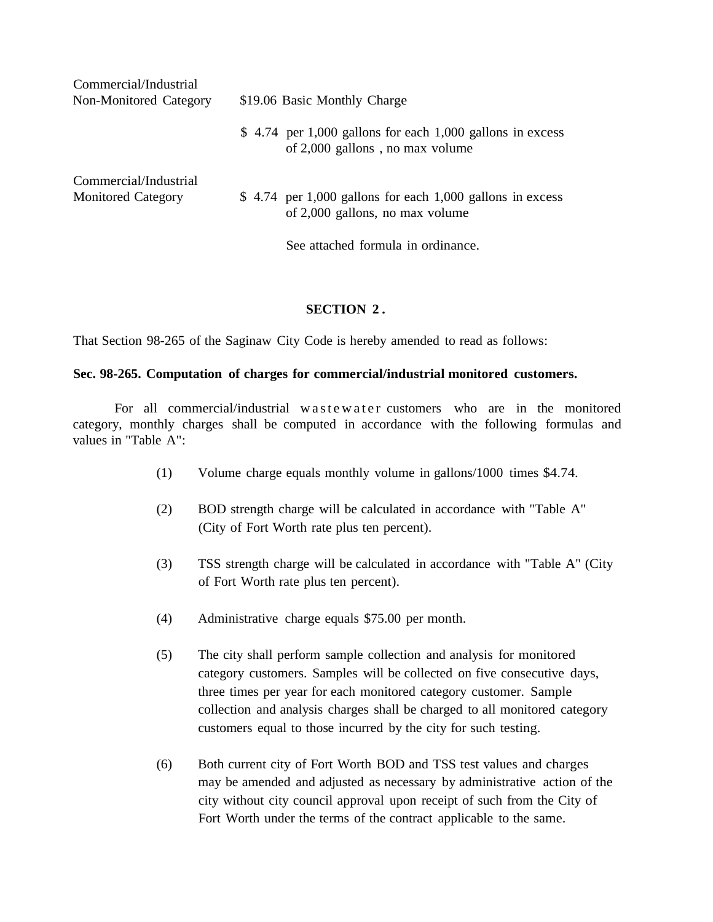| | |
|---|---|
| Commercial/Industrial Non-Monitored Category | $19.06 Basic Monthly Charge |
| | $ 4.74 per 1,000 gallons for each 1,000 gallons in excess of 2,000 gallons , no max volume |
| Commercial/Industrial Monitored Category | $ 4.74 per 1,000 gallons for each 1,000 gallons in excess of 2,000 gallons, no max volume |
| | See attached formula in ordinance. |

**SECTION 2.**

That Section 98-265 of the Saginaw City Code is hereby amended to read as follows:

**Sec. 98-265. Computation of charges for commercial/industrial monitored customers.**

For all commercial/industrial wastewater customers who are in the monitored category, monthly charges shall be computed in accordance with the following formulas and values in "Table A":

(1) Volume charge equals monthly volume in gallons/1000 times $4.74.

(2) BOD strength charge will be calculated in accordance with "Table A" (City of Fort Worth rate plus ten percent).

(3) TSS strength charge will be calculated in accordance with "Table A" (City of Fort Worth rate plus ten percent).

(4) Administrative charge equals $75.00 per month.

(5) The city shall perform sample collection and analysis for monitored category customers. Samples will be collected on five consecutive days, three times per year for each monitored category customer. Sample collection and analysis charges shall be charged to all monitored category customers equal to those incurred by the city for such testing.

(6) Both current city of Fort Worth BOD and TSS test values and charges may be amended and adjusted as necessary by administrative action of the city without city council approval upon receipt of such from the City of Fort Worth under the terms of the contract applicable to the same.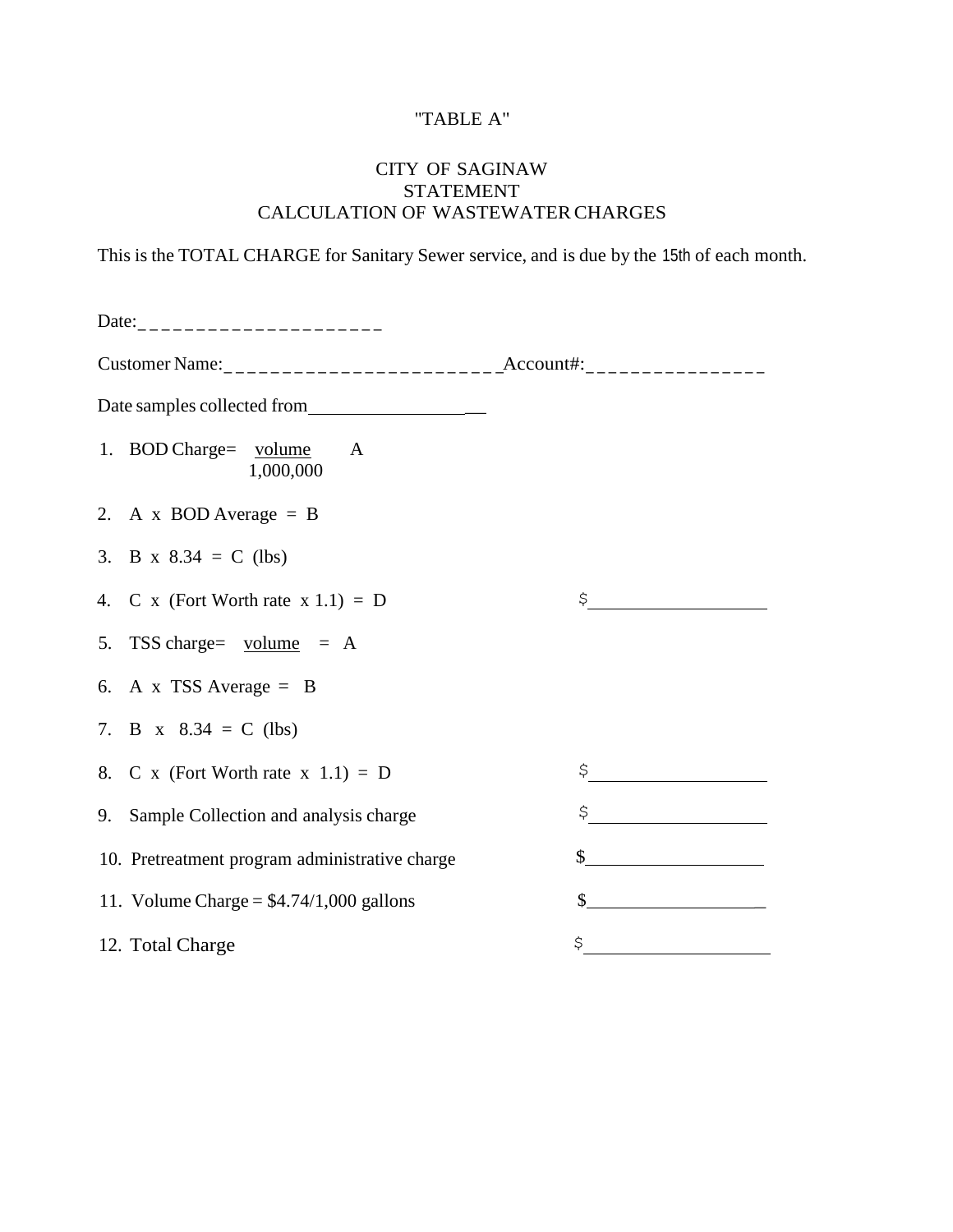"TABLE A"

CITY OF SAGINAW
STATEMENT
CALCULATION OF WASTEWATER CHARGES

This is the TOTAL CHARGE for Sanitary Sewer service, and is due by the 15th of each month.

Date:_____________________

Customer Name:_______________________ Account#:________________

Date samples collected from__________________

1. BOD Charge= $\frac{\text{volume}}{1{,}000{,}000}$ A
2. A x BOD Average = B
3. B x 8.34 = C (lbs)
4. C x (Fort Worth rate x 1.1) = D $______________
5. TSS charge= volume = A
6. A x TSS Average = B
7. B x 8.34 = C (lbs)
8. C x (Fort Worth rate x 1.1) = D $______________
9. Sample Collection and analysis charge $______________
10. Pretreatment program administrative charge $______________
11. Volume Charge = $4.74/1,000 gallons $______________
12. Total Charge $______________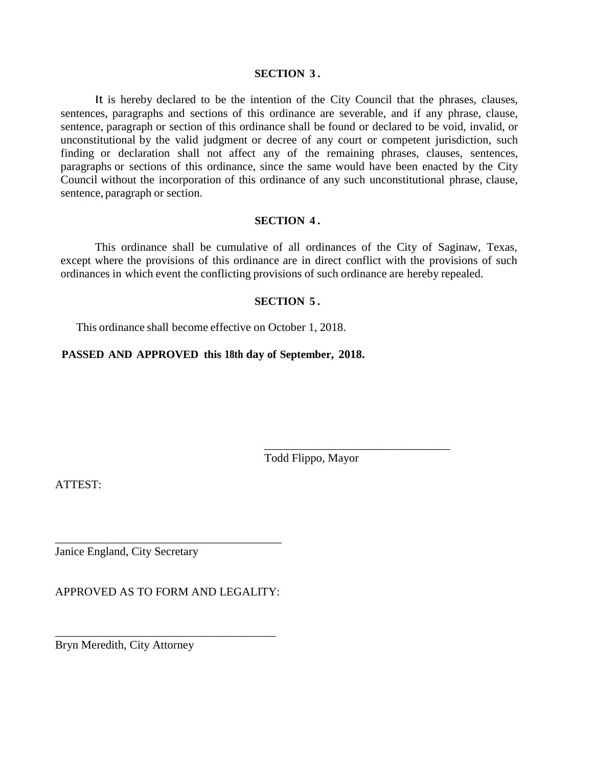**SECTION 3.**

It is hereby declared to be the intention of the City Council that the phrases, clauses, sentences, paragraphs and sections of this ordinance are severable, and if any phrase, clause, sentence, paragraph or section of this ordinance shall be found or declared to be void, invalid, or unconstitutional by the valid judgment or decree of any court or competent jurisdiction, such finding or declaration shall not affect any of the remaining phrases, clauses, sentences, paragraphs or sections of this ordinance, since the same would have been enacted by the City Council without the incorporation of this ordinance of any such unconstitutional phrase, clause, sentence, paragraph or section.

**SECTION 4.**

This ordinance shall be cumulative of all ordinances of the City of Saginaw, Texas, except where the provisions of this ordinance are in direct conflict with the provisions of such ordinances in which event the conflicting provisions of such ordinance are hereby repealed.

**SECTION 5.**

This ordinance shall become effective on October 1, 2018.

**PASSED AND APPROVED this 18th day of September, 2018.**

\_\_\_\_\_\_\_\_\_\_\_\_\_\_\_\_\_\_\_\_\_\_\_\_\_\_\_\_\_\_\_\_\_\_
Todd Flippo, Mayor

ATTEST:

\_\_\_\_\_\_\_\_\_\_\_\_\_\_\_\_\_\_\_\_\_\_\_\_\_\_\_\_\_\_\_\_\_\_\_\_\_\_\_\_
Janice England, City Secretary

APPROVED AS TO FORM AND LEGALITY:

\_\_\_\_\_\_\_\_\_\_\_\_\_\_\_\_\_\_\_\_\_\_\_\_\_\_\_\_\_\_\_\_\_\_\_\_\_\_\_
Bryn Meredith, City Attorney